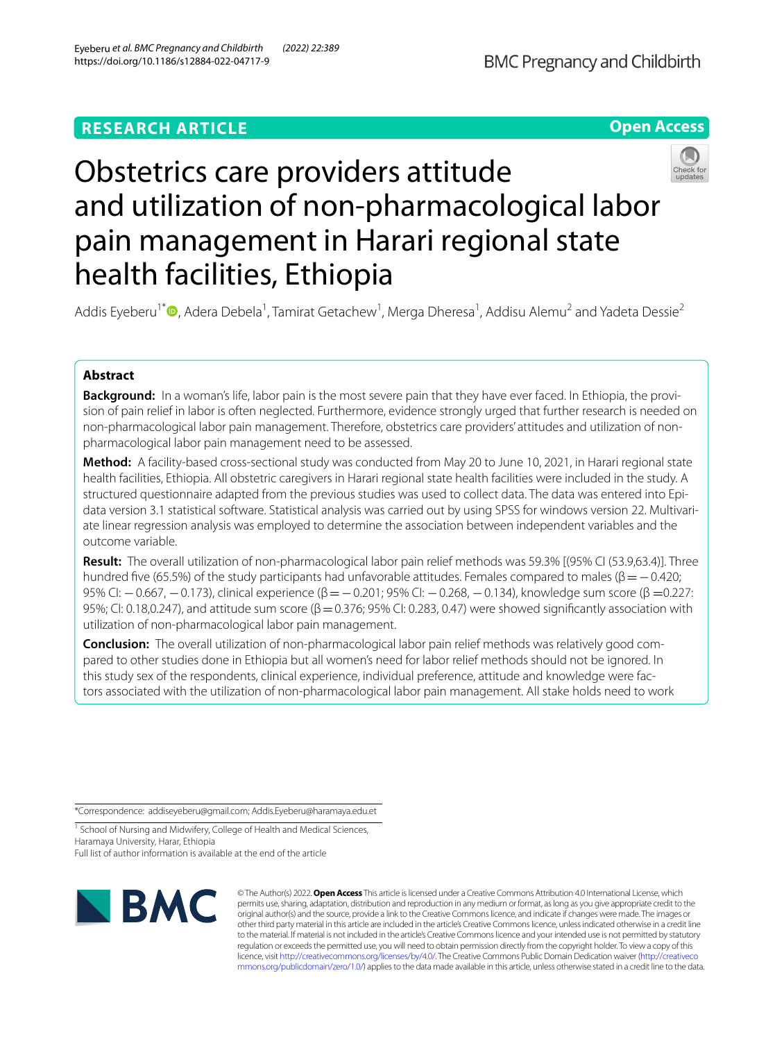RESEARCH ARTICLE

Open Access

# Obstetrics care providers attitude and utilization of non-pharmacological labor pain management in Harari regional state health facilities, Ethiopia

Addis Eyeberu[1*], Adera Debela[1], Tamirat Getachew[1], Merga Dheresa[1], Addisu Alemu[2] and Yadeta Dessie[2]

## Abstract

**Background:** In a woman's life, labor pain is the most severe pain that they have ever faced. In Ethiopia, the provision of pain relief in labor is often neglected. Furthermore, evidence strongly urged that further research is needed on non-pharmacological labor pain management. Therefore, obstetrics care providers' attitudes and utilization of non-pharmacological labor pain management need to be assessed.

**Method:** A facility-based cross-sectional study was conducted from May 20 to June 10, 2021, in Harari regional state health facilities, Ethiopia. All obstetric caregivers in Harari regional state health facilities were included in the study. A structured questionnaire adapted from the previous studies was used to collect data. The data was entered into Epidata version 3.1 statistical software. Statistical analysis was carried out by using SPSS for windows version 22. Multivariate linear regression analysis was employed to determine the association between independent variables and the outcome variable.

**Result:** The overall utilization of non-pharmacological labor pain relief methods was 59.3% [(95% CI (53.9,63.4)]. Three hundred five (65.5%) of the study participants had unfavorable attitudes. Females compared to males (β = −0.420; 95% CI: −0.667, −0.173), clinical experience (β = −0.201; 95% CI: −0.268, −0.134), knowledge sum score (β = 0.227: 95%; CI: 0.18,0.247), and attitude sum score (β = 0.376; 95% CI: 0.283, 0.47) were showed significantly association with utilization of non-pharmacological labor pain management.

**Conclusion:** The overall utilization of non-pharmacological labor pain relief methods was relatively good compared to other studies done in Ethiopia but all women's need for labor relief methods should not be ignored. In this study sex of the respondents, clinical experience, individual preference, attitude and knowledge were factors associated with the utilization of non-pharmacological labor pain management. All stake holds need to work

*Correspondence: addiseyeberu@gmail.com; Addis.Eyeberu@haramaya.edu.et

[1] School of Nursing and Midwifery, College of Health and Medical Sciences, Haramaya University, Harar, Ethiopia

Full list of author information is available at the end of the article

© The Author(s) 2022. **Open Access** This article is licensed under a Creative Commons Attribution 4.0 International License, which permits use, sharing, adaptation, distribution and reproduction in any medium or format, as long as you give appropriate credit to the original author(s) and the source, provide a link to the Creative Commons licence, and indicate if changes were made. The images or other third party material in this article are included in the article's Creative Commons licence, unless indicated otherwise in a credit line to the material. If material is not included in the article's Creative Commons licence and your intended use is not permitted by statutory regulation or exceeds the permitted use, you will need to obtain permission directly from the copyright holder. To view a copy of this licence, visit http://creativecommons.org/licenses/by/4.0/. The Creative Commons Public Domain Dedication waiver (http://creativecommons.org/publicdomain/zero/1.0/) applies to the data made available in this article, unless otherwise stated in a credit line to the data.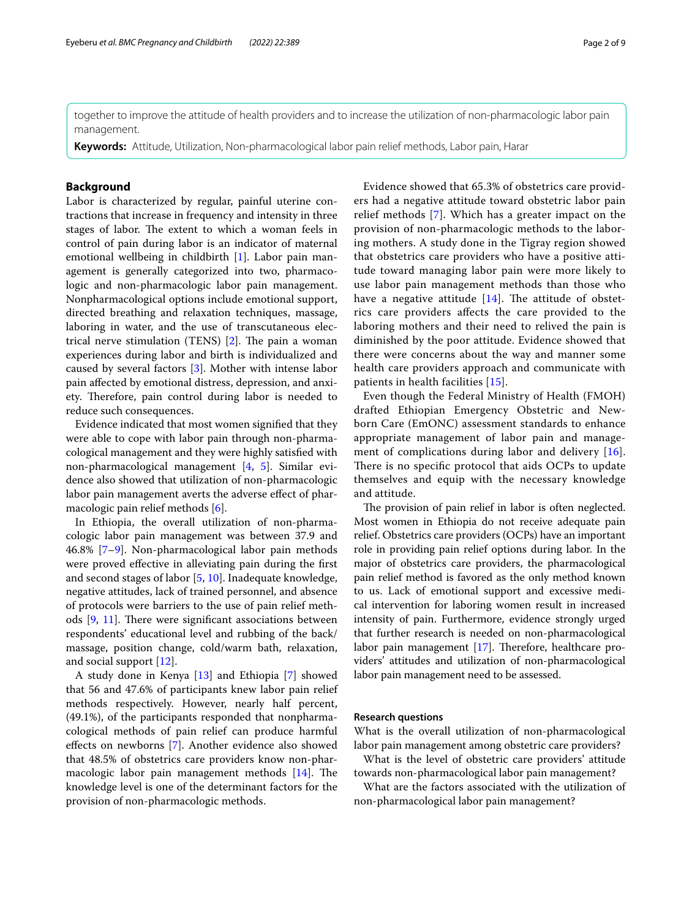together to improve the attitude of health providers and to increase the utilization of non-pharmacologic labor pain management.

**Keywords:** Attitude, Utilization, Non-pharmacological labor pain relief methods, Labor pain, Harar

## Background

Labor is characterized by regular, painful uterine contractions that increase in frequency and intensity in three stages of labor. The extent to which a woman feels in control of pain during labor is an indicator of maternal emotional wellbeing in childbirth [1]. Labor pain management is generally categorized into two, pharmacologic and non-pharmacologic labor pain management. Nonpharmacological options include emotional support, directed breathing and relaxation techniques, massage, laboring in water, and the use of transcutaneous electrical nerve stimulation (TENS) [2]. The pain a woman experiences during labor and birth is individualized and caused by several factors [3]. Mother with intense labor pain affected by emotional distress, depression, and anxiety. Therefore, pain control during labor is needed to reduce such consequences.

Evidence indicated that most women signified that they were able to cope with labor pain through non-pharmacological management and they were highly satisfied with non-pharmacological management [4, 5]. Similar evidence also showed that utilization of non-pharmacologic labor pain management averts the adverse effect of pharmacologic pain relief methods [6].

In Ethiopia, the overall utilization of non-pharmacologic labor pain management was between 37.9 and 46.8% [7–9]. Non-pharmacological labor pain methods were proved effective in alleviating pain during the first and second stages of labor [5, 10]. Inadequate knowledge, negative attitudes, lack of trained personnel, and absence of protocols were barriers to the use of pain relief methods [9, 11]. There were significant associations between respondents' educational level and rubbing of the back/massage, position change, cold/warm bath, relaxation, and social support [12].

A study done in Kenya [13] and Ethiopia [7] showed that 56 and 47.6% of participants knew labor pain relief methods respectively. However, nearly half percent, (49.1%), of the participants responded that nonpharmacological methods of pain relief can produce harmful effects on newborns [7]. Another evidence also showed that 48.5% of obstetrics care providers know non-pharmacologic labor pain management methods [14]. The knowledge level is one of the determinant factors for the provision of non-pharmacologic methods.

Evidence showed that 65.3% of obstetrics care providers had a negative attitude toward obstetric labor pain relief methods [7]. Which has a greater impact on the provision of non-pharmacologic methods to the laboring mothers. A study done in the Tigray region showed that obstetrics care providers who have a positive attitude toward managing labor pain were more likely to use labor pain management methods than those who have a negative attitude [14]. The attitude of obstetrics care providers affects the care provided to the laboring mothers and their need to relived the pain is diminished by the poor attitude. Evidence showed that there were concerns about the way and manner some health care providers approach and communicate with patients in health facilities [15].

Even though the Federal Ministry of Health (FMOH) drafted Ethiopian Emergency Obstetric and Newborn Care (EmONC) assessment standards to enhance appropriate management of labor pain and management of complications during labor and delivery [16]. There is no specific protocol that aids OCPs to update themselves and equip with the necessary knowledge and attitude.

The provision of pain relief in labor is often neglected. Most women in Ethiopia do not receive adequate pain relief. Obstetrics care providers (OCPs) have an important role in providing pain relief options during labor. In the major of obstetrics care providers, the pharmacological pain relief method is favored as the only method known to us. Lack of emotional support and excessive medical intervention for laboring women result in increased intensity of pain. Furthermore, evidence strongly urged that further research is needed on non-pharmacological labor pain management [17]. Therefore, healthcare providers' attitudes and utilization of non-pharmacological labor pain management need to be assessed.

### Research questions

What is the overall utilization of non-pharmacological labor pain management among obstetric care providers?

What is the level of obstetric care providers' attitude towards non-pharmacological labor pain management?

What are the factors associated with the utilization of non-pharmacological labor pain management?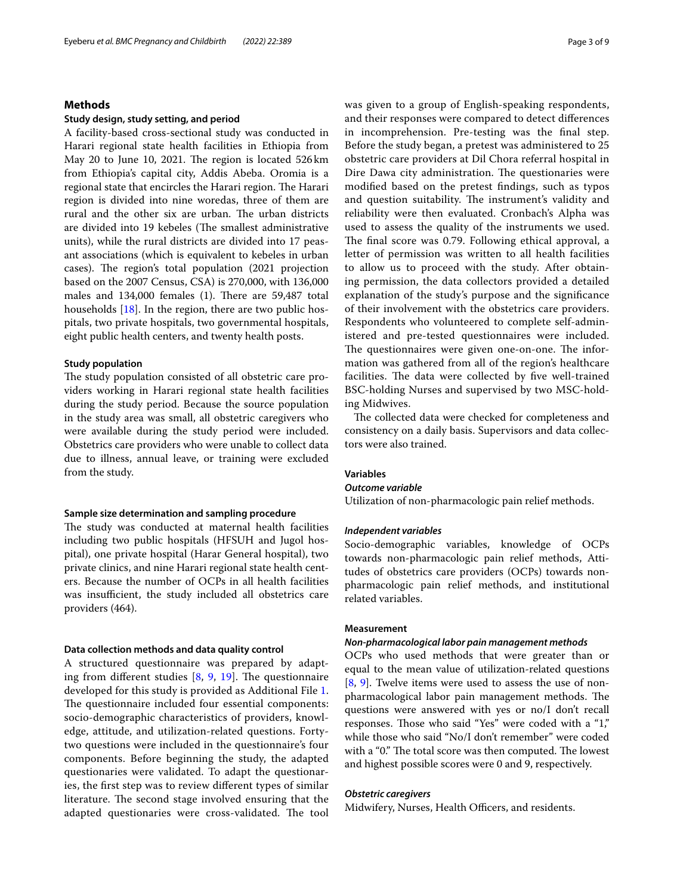## Methods

### Study design, study setting, and period

A facility-based cross-sectional study was conducted in Harari regional state health facilities in Ethiopia from May 20 to June 10, 2021. The region is located 526 km from Ethiopia's capital city, Addis Abeba. Oromia is a regional state that encircles the Harari region. The Harari region is divided into nine woredas, three of them are rural and the other six are urban. The urban districts are divided into 19 kebeles (The smallest administrative units), while the rural districts are divided into 17 peasant associations (which is equivalent to kebeles in urban cases). The region's total population (2021 projection based on the 2007 Census, CSA) is 270,000, with 136,000 males and 134,000 females (1). There are 59,487 total households [18]. In the region, there are two public hospitals, two private hospitals, two governmental hospitals, eight public health centers, and twenty health posts.

### Study population

The study population consisted of all obstetric care providers working in Harari regional state health facilities during the study period. Because the source population in the study area was small, all obstetric caregivers who were available during the study period were included. Obstetrics care providers who were unable to collect data due to illness, annual leave, or training were excluded from the study.

### Sample size determination and sampling procedure

The study was conducted at maternal health facilities including two public hospitals (HFSUH and Jugol hospital), one private hospital (Harar General hospital), two private clinics, and nine Harari regional state health centers. Because the number of OCPs in all health facilities was insufficient, the study included all obstetrics care providers (464).

### Data collection methods and data quality control

A structured questionnaire was prepared by adapting from different studies [8, 9, 19]. The questionnaire developed for this study is provided as Additional File 1. The questionnaire included four essential components: socio-demographic characteristics of providers, knowledge, attitude, and utilization-related questions. Forty-two questions were included in the questionnaire's four components. Before beginning the study, the adapted questionaries were validated. To adapt the questionaries, the first step was to review different types of similar literature. The second stage involved ensuring that the adapted questionaries were cross-validated. The tool was given to a group of English-speaking respondents, and their responses were compared to detect differences in incomprehension. Pre-testing was the final step. Before the study began, a pretest was administered to 25 obstetric care providers at Dil Chora referral hospital in Dire Dawa city administration. The questionaries were modified based on the pretest findings, such as typos and question suitability. The instrument's validity and reliability were then evaluated. Cronbach's Alpha was used to assess the quality of the instruments we used. The final score was 0.79. Following ethical approval, a letter of permission was written to all health facilities to allow us to proceed with the study. After obtaining permission, the data collectors provided a detailed explanation of the study's purpose and the significance of their involvement with the obstetrics care providers. Respondents who volunteered to complete self-administered and pre-tested questionnaires were included. The questionnaires were given one-on-one. The information was gathered from all of the region's healthcare facilities. The data were collected by five well-trained BSC-holding Nurses and supervised by two MSC-holding Midwives.

The collected data were checked for completeness and consistency on a daily basis. Supervisors and data collectors were also trained.

### Variables

#### *Outcome variable*

Utilization of non-pharmacologic pain relief methods.

#### *Independent variables*

Socio-demographic variables, knowledge of OCPs towards non-pharmacologic pain relief methods, Attitudes of obstetrics care providers (OCPs) towards non-pharmacologic pain relief methods, and institutional related variables.

### Measurement

#### *Non-pharmacological labor pain management methods*

OCPs who used methods that were greater than or equal to the mean value of utilization-related questions [8, 9]. Twelve items were used to assess the use of non-pharmacological labor pain management methods. The questions were answered with yes or no/I don't recall responses. Those who said "Yes" were coded with a "1," while those who said "No/I don't remember" were coded with a "0." The total score was then computed. The lowest and highest possible scores were 0 and 9, respectively.

#### *Obstetric caregivers*

Midwifery, Nurses, Health Officers, and residents.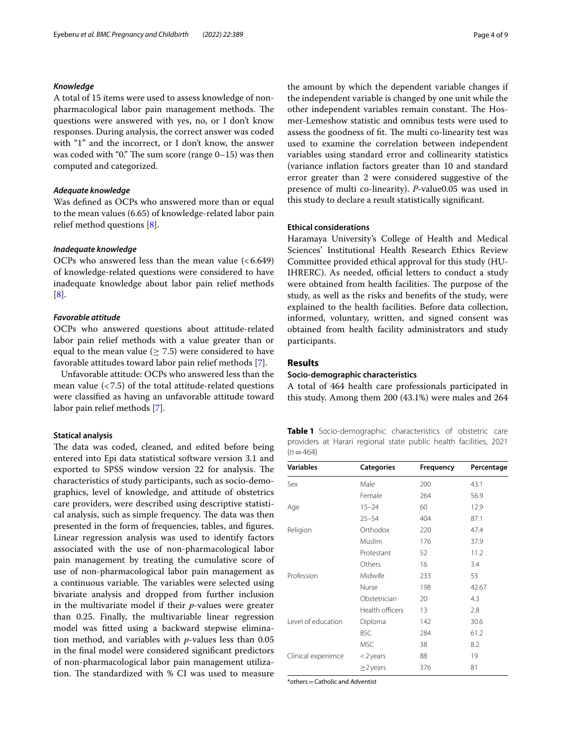#### *Knowledge*

A total of 15 items were used to assess knowledge of non-pharmacological labor pain management methods. The questions were answered with yes, no, or I don't know responses. During analysis, the correct answer was coded with "1" and the incorrect, or I don't know, the answer was coded with "0." The sum score (range 0–15) was then computed and categorized.

#### *Adequate knowledge*

Was defined as OCPs who answered more than or equal to the mean values (6.65) of knowledge-related labor pain relief method questions [8].

#### *Inadequate knowledge*

OCPs who answered less than the mean value (<6.649) of knowledge-related questions were considered to have inadequate knowledge about labor pain relief methods [8].

#### *Favorable attitude*

OCPs who answered questions about attitude-related labor pain relief methods with a value greater than or equal to the mean value (≥ 7.5) were considered to have favorable attitudes toward labor pain relief methods [7].

Unfavorable attitude: OCPs who answered less than the mean value (<7.5) of the total attitude-related questions were classified as having an unfavorable attitude toward labor pain relief methods [7].

### Statical analysis

The data was coded, cleaned, and edited before being entered into Epi data statistical software version 3.1 and exported to SPSS window version 22 for analysis. The characteristics of study participants, such as socio-demographics, level of knowledge, and attitude of obstetrics care providers, were described using descriptive statistical analysis, such as simple frequency. The data was then presented in the form of frequencies, tables, and figures. Linear regression analysis was used to identify factors associated with the use of non-pharmacological labor pain management by treating the cumulative score of use of non-pharmacological labor pain management as a continuous variable. The variables were selected using bivariate analysis and dropped from further inclusion in the multivariate model if their *p*-values were greater than 0.25. Finally, the multivariable linear regression model was fitted using a backward stepwise elimination method, and variables with *p*-values less than 0.05 in the final model were considered significant predictors of non-pharmacological labor pain management utilization. The standardized with % CI was used to measure the amount by which the dependent variable changes if the independent variable is changed by one unit while the other independent variables remain constant. The Hosmer-Lemeshow statistic and omnibus tests were used to assess the goodness of fit. The multi co-linearity test was used to examine the correlation between independent variables using standard error and collinearity statistics (variance inflation factors greater than 10 and standard error greater than 2 were considered suggestive of the presence of multi co-linearity). *P*-value0.05 was used in this study to declare a result statistically significant.

### Ethical considerations

Haramaya University's College of Health and Medical Sciences' Institutional Health Research Ethics Review Committee provided ethical approval for this study (HU-IHRERC). As needed, official letters to conduct a study were obtained from health facilities. The purpose of the study, as well as the risks and benefits of the study, were explained to the health facilities. Before data collection, informed, voluntary, written, and signed consent was obtained from health facility administrators and study participants.

## Results

### Socio-demographic characteristics

A total of 464 health care professionals participated in this study. Among them 200 (43.1%) were males and 264

**Table 1** Socio-demographic characteristics of obstetric care providers at Harari regional state public health facilities, 2021 (*n*=464)

| Variables | Categories | Frequency | Percentage |
|---|---|---|---|
| Sex | Male | 200 | 43.1 |
| | Female | 264 | 56.9 |
| Age | 15–24 | 60 | 12.9 |
| | 25–54 | 404 | 87.1 |
| Religion | Orthodox | 220 | 47.4 |
| | Muslim | 176 | 37.9 |
| | Protestant | 52 | 11.2 |
| | Others | 16 | 3.4 |
| Profession | Midwife | 233 | 53 |
| | Nurse | 198 | 42.67 |
| | Obstetrician | 20 | 4.3 |
| | Health officers | 13 | 2.8 |
| Level of education | Diploma | 142 | 30.6 |
| | BSC | 284 | 61.2 |
| | MSC | 38 | 8.2 |
| Clinical experience | <2 years | 88 | 19 |
| | ≥2 years | 376 | 81 |

*others = Catholic and Adventist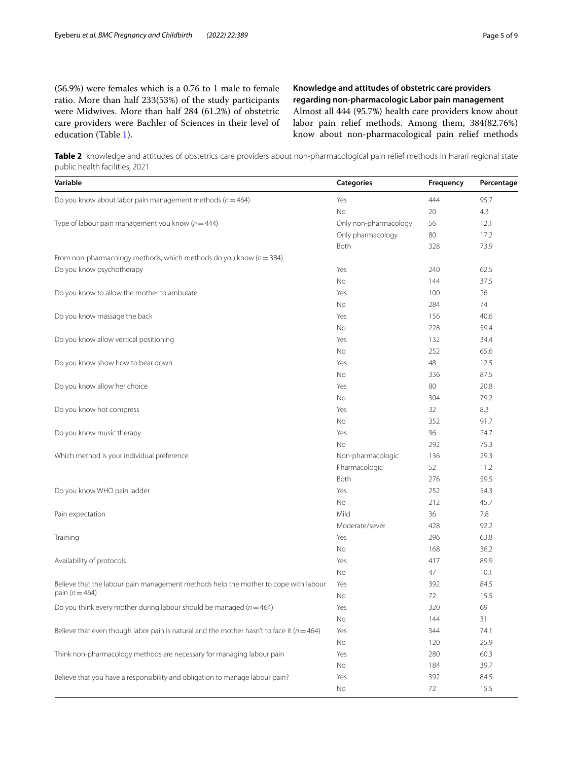(56.9%) were females which is a 0.76 to 1 male to female ratio. More than half 233(53%) of the study participants were Midwives. More than half 284 (61.2%) of obstetric care providers were Bachler of Sciences in their level of education (Table 1).

### Knowledge and attitudes of obstetric care providers regarding non-pharmacologic Labor pain management

Almost all 444 (95.7%) health care providers know about labor pain relief methods. Among them, 384(82.76%) know about non-pharmacological pain relief methods

**Table 2** knowledge and attitudes of obstetrics care providers about non-pharmacological pain relief methods in Harari regional state public health facilities, 2021

| Variable | Categories | Frequency | Percentage |
|---|---|---|---|
| Do you know about labor pain management methods ($n = 464$) | Yes | 444 | 95.7 |
| | No | 20 | 4.3 |
| Type of labour pain management you know ($n = 444$) | Only non-pharmacology | 56 | 12.1 |
| | Only pharmacology | 80 | 17.2 |
| | Both | 328 | 73.9 |
| From non-pharmacology methods, which methods do you know ($n = 384$) | | | |
| Do you know psychotherapy | Yes | 240 | 62.5 |
| | No | 144 | 37.5 |
| Do you know to allow the mother to ambulate | Yes | 100 | 26 |
| | No | 284 | 74 |
| Do you know massage the back | Yes | 156 | 40.6 |
| | No | 228 | 59.4 |
| Do you know allow vertical positioning | Yes | 132 | 34.4 |
| | No | 252 | 65.6 |
| Do you know show how to bear down | Yes | 48 | 12.5 |
| | No | 336 | 87.5 |
| Do you know allow her choice | Yes | 80 | 20.8 |
| | No | 304 | 79.2 |
| Do you know hot compress | Yes | 32 | 8.3 |
| | No | 352 | 91.7 |
| Do you know music therapy | Yes | 96 | 24.7 |
| | No | 292 | 75.3 |
| Which method is your individual preference | Non-pharmacologic | 136 | 29.3 |
| | Pharmacologic | 52 | 11.2 |
| | Both | 276 | 59.5 |
| Do you know WHO pain ladder | Yes | 252 | 54.3 |
| | No | 212 | 45.7 |
| Pain expectation | Mild | 36 | 7.8 |
| | Moderate/sever | 428 | 92.2 |
| Training | Yes | 296 | 63.8 |
| | No | 168 | 36.2 |
| Availability of protocols | Yes | 417 | 89.9 |
| | No | 47 | 10.1 |
| Believe that the labour pain management methods help the mother to cope with labour pain ($n = 464$) | Yes | 392 | 84.5 |
| | No | 72 | 15.5 |
| Do you think every mother during labour should be managed ($n = 464$) | Yes | 320 | 69 |
| | No | 144 | 31 |
| Believe that even though labor pain is natural and the mother hasn't to face it ($n = 464$) | Yes | 344 | 74.1 |
| | No | 120 | 25.9 |
| Think non-pharmacology methods are necessary for managing labour pain | Yes | 280 | 60.3 |
| | No | 184 | 39.7 |
| Believe that you have a responsibility and obligation to manage labour pain? | Yes | 392 | 84.5 |
| | No | 72 | 15.5 |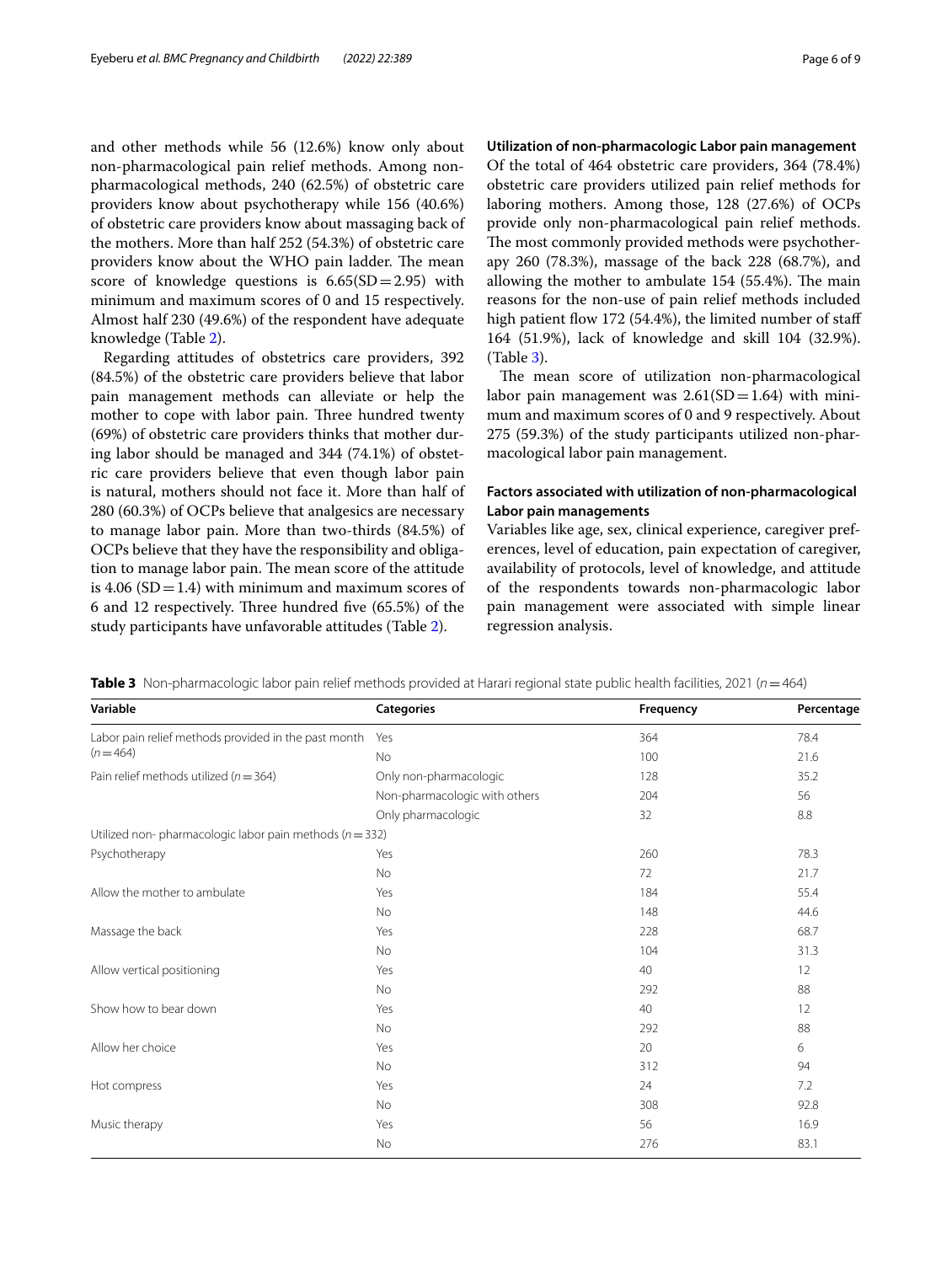and other methods while 56 (12.6%) know only about non-pharmacological pain relief methods. Among non-pharmacological methods, 240 (62.5%) of obstetric care providers know about psychotherapy while 156 (40.6%) of obstetric care providers know about massaging back of the mothers. More than half 252 (54.3%) of obstetric care providers know about the WHO pain ladder. The mean score of knowledge questions is 6.65(SD = 2.95) with minimum and maximum scores of 0 and 15 respectively. Almost half 230 (49.6%) of the respondent have adequate knowledge (Table 2).

Regarding attitudes of obstetrics care providers, 392 (84.5%) of the obstetric care providers believe that labor pain management methods can alleviate or help the mother to cope with labor pain. Three hundred twenty (69%) of obstetric care providers thinks that mother during labor should be managed and 344 (74.1%) of obstetric care providers believe that even though labor pain is natural, mothers should not face it. More than half of 280 (60.3%) of OCPs believe that analgesics are necessary to manage labor pain. More than two-thirds (84.5%) of OCPs believe that they have the responsibility and obligation to manage labor pain. The mean score of the attitude is 4.06 (SD = 1.4) with minimum and maximum scores of 6 and 12 respectively. Three hundred five (65.5%) of the study participants have unfavorable attitudes (Table 2).

### Utilization of non-pharmacologic Labor pain management

Of the total of 464 obstetric care providers, 364 (78.4%) obstetric care providers utilized pain relief methods for laboring mothers. Among those, 128 (27.6%) of OCPs provide only non-pharmacological pain relief methods. The most commonly provided methods were psychotherapy 260 (78.3%), massage of the back 228 (68.7%), and allowing the mother to ambulate 154 (55.4%). The main reasons for the non-use of pain relief methods included high patient flow 172 (54.4%), the limited number of staff 164 (51.9%), lack of knowledge and skill 104 (32.9%). (Table 3).

The mean score of utilization non-pharmacological labor pain management was 2.61(SD = 1.64) with minimum and maximum scores of 0 and 9 respectively. About 275 (59.3%) of the study participants utilized non-pharmacological labor pain management.

### Factors associated with utilization of non-pharmacological Labor pain managements

Variables like age, sex, clinical experience, caregiver preferences, level of education, pain expectation of caregiver, availability of protocols, level of knowledge, and attitude of the respondents towards non-pharmacologic labor pain management were associated with simple linear regression analysis.

**Table 3** Non-pharmacologic labor pain relief methods provided at Harari regional state public health facilities, 2021 ($n = 464$)

| Variable | Categories | Frequency | Percentage |
|---|---|---|---|
| Labor pain relief methods provided in the past month ($n = 464$) | Yes | 364 | 78.4 |
| | No | 100 | 21.6 |
| Pain relief methods utilized ($n = 364$) | Only non-pharmacologic | 128 | 35.2 |
| | Non-pharmacologic with others | 204 | 56 |
| | Only pharmacologic | 32 | 8.8 |
| Utilized non- pharmacologic labor pain methods ($n = 332$) | | | |
| Psychotherapy | Yes | 260 | 78.3 |
| | No | 72 | 21.7 |
| Allow the mother to ambulate | Yes | 184 | 55.4 |
| | No | 148 | 44.6 |
| Massage the back | Yes | 228 | 68.7 |
| | No | 104 | 31.3 |
| Allow vertical positioning | Yes | 40 | 12 |
| | No | 292 | 88 |
| Show how to bear down | Yes | 40 | 12 |
| | No | 292 | 88 |
| Allow her choice | Yes | 20 | 6 |
| | No | 312 | 94 |
| Hot compress | Yes | 24 | 7.2 |
| | No | 308 | 92.8 |
| Music therapy | Yes | 56 | 16.9 |
| | No | 276 | 83.1 |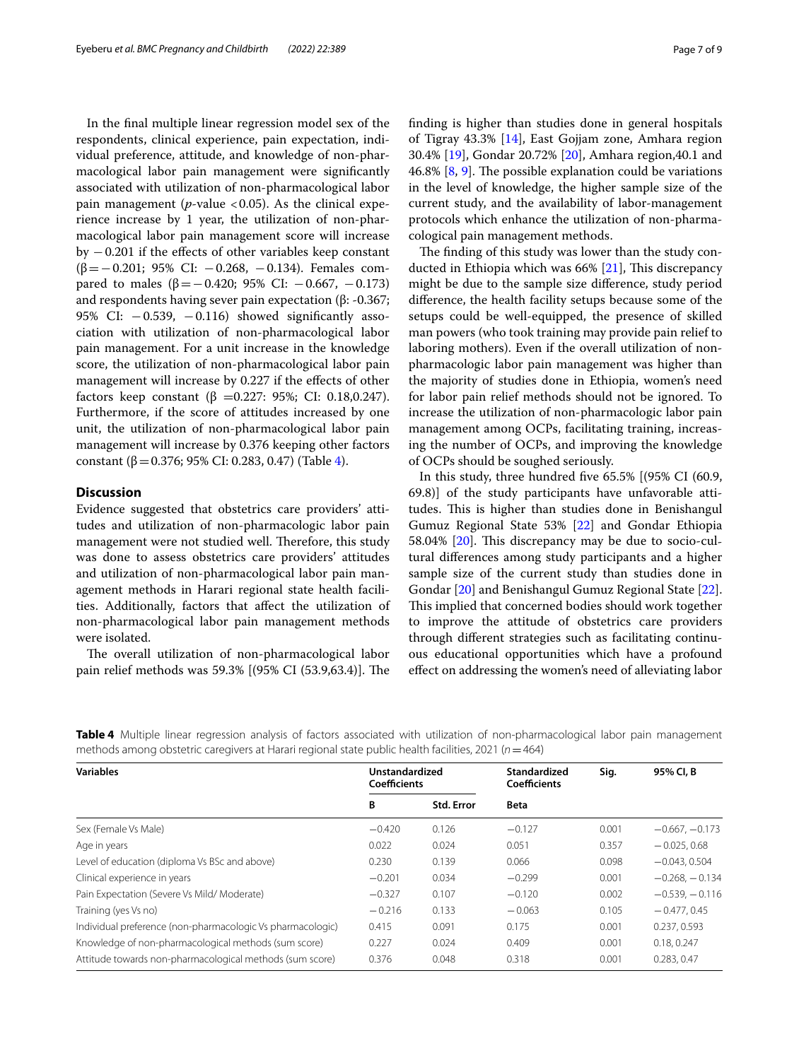In the final multiple linear regression model sex of the respondents, clinical experience, pain expectation, individual preference, attitude, and knowledge of non-pharmacological labor pain management were significantly associated with utilization of non-pharmacological labor pain management ($p$-value <0.05). As the clinical experience increase by 1 year, the utilization of non-pharmacological labor pain management score will increase by −0.201 if the effects of other variables keep constant (β = −0.201; 95% CI: −0.268, −0.134). Females compared to males (β = −0.420; 95% CI: −0.667, −0.173) and respondents having sever pain expectation (β: -0.367; 95% CI: −0.539, −0.116) showed significantly association with utilization of non-pharmacological labor pain management. For a unit increase in the knowledge score, the utilization of non-pharmacological labor pain management will increase by 0.227 if the effects of other factors keep constant (β =0.227: 95%; CI: 0.18,0.247). Furthermore, if the score of attitudes increased by one unit, the utilization of non-pharmacological labor pain management will increase by 0.376 keeping other factors constant (β = 0.376; 95% CI: 0.283, 0.47) (Table 4).

## Discussion

Evidence suggested that obstetrics care providers' attitudes and utilization of non-pharmacologic labor pain management were not studied well. Therefore, this study was done to assess obstetrics care providers' attitudes and utilization of non-pharmacological labor pain management methods in Harari regional state health facilities. Additionally, factors that affect the utilization of non-pharmacological labor pain management methods were isolated.

The overall utilization of non-pharmacological labor pain relief methods was 59.3% [(95% CI (53.9,63.4)]. The finding is higher than studies done in general hospitals of Tigray 43.3% [14], East Gojjam zone, Amhara region 30.4% [19], Gondar 20.72% [20], Amhara region,40.1 and 46.8% [8, 9]. The possible explanation could be variations in the level of knowledge, the higher sample size of the current study, and the availability of labor-management protocols which enhance the utilization of non-pharmacological pain management methods.

The finding of this study was lower than the study conducted in Ethiopia which was 66% [21], This discrepancy might be due to the sample size difference, study period difference, the health facility setups because some of the setups could be well-equipped, the presence of skilled man powers (who took training may provide pain relief to laboring mothers). Even if the overall utilization of non-pharmacologic labor pain management was higher than the majority of studies done in Ethiopia, women's need for labor pain relief methods should not be ignored. To increase the utilization of non-pharmacologic labor pain management among OCPs, facilitating training, increasing the number of OCPs, and improving the knowledge of OCPs should be soughed seriously.

In this study, three hundred five 65.5% [(95% CI (60.9, 69.8)] of the study participants have unfavorable attitudes. This is higher than studies done in Benishangul Gumuz Regional State 53% [22] and Gondar Ethiopia 58.04% [20]. This discrepancy may be due to socio-cultural differences among study participants and a higher sample size of the current study than studies done in Gondar [20] and Benishangul Gumuz Regional State [22]. This implied that concerned bodies should work together to improve the attitude of obstetrics care providers through different strategies such as facilitating continuous educational opportunities which have a profound effect on addressing the women's need of alleviating labor

**Table 4** Multiple linear regression analysis of factors associated with utilization of non-pharmacological labor pain management methods among obstetric caregivers at Harari regional state public health facilities, 2021 ($n$ = 464)

| Variables | Unstandardized Coefficients | | Standardized Coefficients | Sig. | 95% CI, B |
|---|---|---|---|---|---|
| | B | Std. Error | Beta | | |
| Sex (Female Vs Male) | −0.420 | 0.126 | −0.127 | 0.001 | −0.667, −0.173 |
| Age in years | 0.022 | 0.024 | 0.051 | 0.357 | −0.025, 0.68 |
| Level of education (diploma Vs BSc and above) | 0.230 | 0.139 | 0.066 | 0.098 | −0.043, 0.504 |
| Clinical experience in years | −0.201 | 0.034 | −0.299 | 0.001 | −0.268, −0.134 |
| Pain Expectation (Severe Vs Mild/ Moderate) | −0.327 | 0.107 | −0.120 | 0.002 | −0.539, −0.116 |
| Training (yes Vs no) | −0.216 | 0.133 | −0.063 | 0.105 | −0.477, 0.45 |
| Individual preference (non-pharmacologic Vs pharmacologic) | 0.415 | 0.091 | 0.175 | 0.001 | 0.237, 0.593 |
| Knowledge of non-pharmacological methods (sum score) | 0.227 | 0.024 | 0.409 | 0.001 | 0.18, 0.247 |
| Attitude towards non-pharmacological methods (sum score) | 0.376 | 0.048 | 0.318 | 0.001 | 0.283, 0.47 |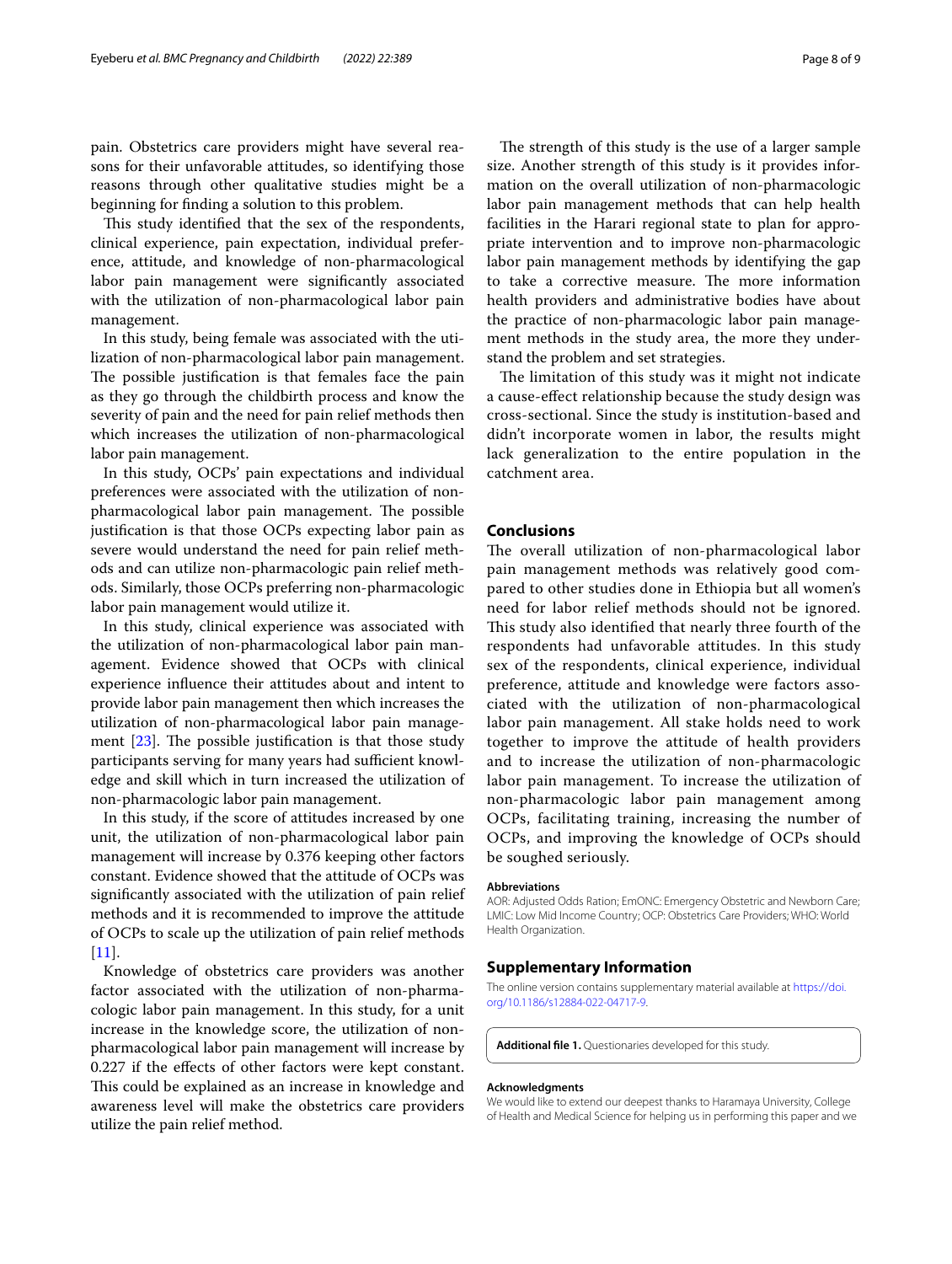pain. Obstetrics care providers might have several reasons for their unfavorable attitudes, so identifying those reasons through other qualitative studies might be a beginning for finding a solution to this problem.

This study identified that the sex of the respondents, clinical experience, pain expectation, individual preference, attitude, and knowledge of non-pharmacological labor pain management were significantly associated with the utilization of non-pharmacological labor pain management.

In this study, being female was associated with the utilization of non-pharmacological labor pain management. The possible justification is that females face the pain as they go through the childbirth process and know the severity of pain and the need for pain relief methods then which increases the utilization of non-pharmacological labor pain management.

In this study, OCPs' pain expectations and individual preferences were associated with the utilization of non-pharmacological labor pain management. The possible justification is that those OCPs expecting labor pain as severe would understand the need for pain relief methods and can utilize non-pharmacologic pain relief methods. Similarly, those OCPs preferring non-pharmacologic labor pain management would utilize it.

In this study, clinical experience was associated with the utilization of non-pharmacological labor pain management. Evidence showed that OCPs with clinical experience influence their attitudes about and intent to provide labor pain management then which increases the utilization of non-pharmacological labor pain management [23]. The possible justification is that those study participants serving for many years had sufficient knowledge and skill which in turn increased the utilization of non-pharmacologic labor pain management.

In this study, if the score of attitudes increased by one unit, the utilization of non-pharmacological labor pain management will increase by 0.376 keeping other factors constant. Evidence showed that the attitude of OCPs was significantly associated with the utilization of pain relief methods and it is recommended to improve the attitude of OCPs to scale up the utilization of pain relief methods [11].

Knowledge of obstetrics care providers was another factor associated with the utilization of non-pharmacologic labor pain management. In this study, for a unit increase in the knowledge score, the utilization of non-pharmacological labor pain management will increase by 0.227 if the effects of other factors were kept constant. This could be explained as an increase in knowledge and awareness level will make the obstetrics care providers utilize the pain relief method.

The strength of this study is the use of a larger sample size. Another strength of this study is it provides information on the overall utilization of non-pharmacologic labor pain management methods that can help health facilities in the Harari regional state to plan for appropriate intervention and to improve non-pharmacologic labor pain management methods by identifying the gap to take a corrective measure. The more information health providers and administrative bodies have about the practice of non-pharmacologic labor pain management methods in the study area, the more they understand the problem and set strategies.

The limitation of this study was it might not indicate a cause-effect relationship because the study design was cross-sectional. Since the study is institution-based and didn't incorporate women in labor, the results might lack generalization to the entire population in the catchment area.

## Conclusions

The overall utilization of non-pharmacological labor pain management methods was relatively good compared to other studies done in Ethiopia but all women's need for labor relief methods should not be ignored. This study also identified that nearly three fourth of the respondents had unfavorable attitudes. In this study sex of the respondents, clinical experience, individual preference, attitude and knowledge were factors associated with the utilization of non-pharmacological labor pain management. All stake holds need to work together to improve the attitude of health providers and to increase the utilization of non-pharmacologic labor pain management. To increase the utilization of non-pharmacologic labor pain management among OCPs, facilitating training, increasing the number of OCPs, and improving the knowledge of OCPs should be soughed seriously.

#### Abbreviations

AOR: Adjusted Odds Ration; EmONC: Emergency Obstetric and Newborn Care; LMIC: Low Mid Income Country; OCP: Obstetrics Care Providers; WHO: World Health Organization.

## Supplementary Information

The online version contains supplementary material available at https://doi.org/10.1186/s12884-022-04717-9.

**Additional file 1.** Questionaries developed for this study.

#### Acknowledgments

We would like to extend our deepest thanks to Haramaya University, College of Health and Medical Science for helping us in performing this paper and we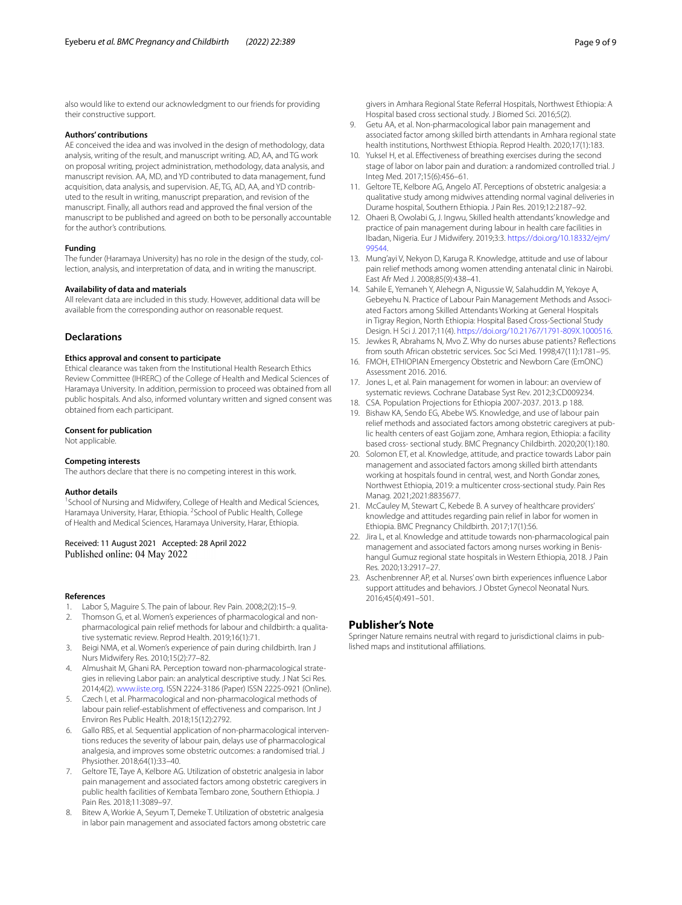also would like to extend our acknowledgment to our friends for providing their constructive support.

### Authors' contributions

AE conceived the idea and was involved in the design of methodology, data analysis, writing of the result, and manuscript writing. AD, AA, and TG work on proposal writing, project administration, methodology, data analysis, and manuscript revision. AA, MD, and YD contributed to data management, fund acquisition, data analysis, and supervision. AE, TG, AD, AA, and YD contributed to the result in writing, manuscript preparation, and revision of the manuscript. Finally, all authors read and approved the final version of the manuscript to be published and agreed on both to be personally accountable for the author's contributions.

### Funding

The funder (Haramaya University) has no role in the design of the study, collection, analysis, and interpretation of data, and in writing the manuscript.

### Availability of data and materials

All relevant data are included in this study. However, additional data will be available from the corresponding author on reasonable request.

## Declarations

### Ethics approval and consent to participate

Ethical clearance was taken from the Institutional Health Research Ethics Review Committee (IHRERC) of the College of Health and Medical Sciences of Haramaya University. In addition, permission to proceed was obtained from all public hospitals. And also, informed voluntary written and signed consent was obtained from each participant.

### Consent for publication

Not applicable.

### Competing interests

The authors declare that there is no competing interest in this work.

### Author details

[1]School of Nursing and Midwifery, College of Health and Medical Sciences, Haramaya University, Harar, Ethiopia. [2]School of Public Health, College of Health and Medical Sciences, Haramaya University, Harar, Ethiopia.

Received: 11 August 2021 Accepted: 28 April 2022
Published online: 04 May 2022

### References

1. Labor S, Maguire S. The pain of labour. Rev Pain. 2008;2(2):15–9.
2. Thomson G, et al. Women's experiences of pharmacological and non-pharmacological pain relief methods for labour and childbirth: a qualitative systematic review. Reprod Health. 2019;16(1):71.
3. Beigi NMA, et al. Women's experience of pain during childbirth. Iran J Nurs Midwifery Res. 2010;15(2):77–82.
4. Almushait M, Ghani RA. Perception toward non-pharmacological strategies in relieving Labor pain: an analytical descriptive study. J Nat Sci Res. 2014;4(2). www.iiste.org. ISSN 2224-3186 (Paper) ISSN 2225-0921 (Online).
5. Czech I, et al. Pharmacological and non-pharmacological methods of labour pain relief-establishment of effectiveness and comparison. Int J Environ Res Public Health. 2018;15(12):2792.
6. Gallo RBS, et al. Sequential application of non-pharmacological interventions reduces the severity of labour pain, delays use of pharmacological analgesia, and improves some obstetric outcomes: a randomised trial. J Physiother. 2018;64(1):33–40.
7. Geltore TE, Taye A, Kelbore AG. Utilization of obstetric analgesia in labor pain management and associated factors among obstetric caregivers in public health facilities of Kembata Tembaro zone, Southern Ethiopia. J Pain Res. 2018;11:3089–97.
8. Bitew A, Workie A, Seyum T, Demeke T. Utilization of obstetric analgesia in labor pain management and associated factors among obstetric care givers in Amhara Regional State Referral Hospitals, Northwest Ethiopia: A Hospital based cross sectional study. J Biomed Sci. 2016;5(2).
9. Getu AA, et al. Non-pharmacological labor pain management and associated factor among skilled birth attendants in Amhara regional state health institutions, Northwest Ethiopia. Reprod Health. 2020;17(1):183.
10. Yuksel H, et al. Effectiveness of breathing exercises during the second stage of labor on labor pain and duration: a randomized controlled trial. J Integ Med. 2017;15(6):456–61.
11. Geltore TE, Kelbore AG, Angelo AT. Perceptions of obstetric analgesia: a qualitative study among midwives attending normal vaginal deliveries in Durame hospital, Southern Ethiopia. J Pain Res. 2019;12:2187–92.
12. Ohaeri B, Owolabi G, J. Ingwu, Skilled health attendants' knowledge and practice of pain management during labour in health care facilities in Ibadan, Nigeria. Eur J Midwifery. 2019;3:3. https://doi.org/10.18332/ejm/99544.
13. Mung'ayi V, Nekyon D, Karuga R. Knowledge, attitude and use of labour pain relief methods among women attending antenatal clinic in Nairobi. East Afr Med J. 2008;85(9):438–41.
14. Sahile E, Yemaneh Y, Alehegn A, Nigussie W, Salahuddin M, Yekoye A, Gebeyehu N. Practice of Labour Pain Management Methods and Associated Factors among Skilled Attendants Working at General Hospitals in Tigray Region, North Ethiopia: Hospital Based Cross-Sectional Study Design. H Sci J. 2017;11(4). https://doi.org/10.21767/1791-809X.1000516.
15. Jewkes R, Abrahams N, Mvo Z. Why do nurses abuse patients? Reflections from south African obstetric services. Soc Sci Med. 1998;47(11):1781–95.
16. FMOH, ETHIOPIAN Emergency Obstetric and Newborn Care (EmONC) Assessment 2016. 2016.
17. Jones L, et al. Pain management for women in labour: an overview of systematic reviews. Cochrane Database Syst Rev. 2012;3:CD009234.
18. CSA. Population Projections for Ethiopia 2007-2037. 2013. p 188.
19. Bishaw KA, Sendo EG, Abebe WS. Knowledge, and use of labour pain relief methods and associated factors among obstetric caregivers at public health centers of east Gojjam zone, Amhara region, Ethiopia: a facility based cross- sectional study. BMC Pregnancy Childbirth. 2020;20(1):180.
20. Solomon ET, et al. Knowledge, attitude, and practice towards Labor pain management and associated factors among skilled birth attendants working at hospitals found in central, west, and North Gondar zones, Northwest Ethiopia, 2019: a multicenter cross-sectional study. Pain Res Manag. 2021;2021:8835677.
21. McCauley M, Stewart C, Kebede B. A survey of healthcare providers' knowledge and attitudes regarding pain relief in labor for women in Ethiopia. BMC Pregnancy Childbirth. 2017;17(1):56.
22. Jira L, et al. Knowledge and attitude towards non-pharmacological pain management and associated factors among nurses working in Benishangul Gumuz regional state hospitals in Western Ethiopia, 2018. J Pain Res. 2020;13:2917–27.
23. Aschenbrenner AP, et al. Nurses' own birth experiences influence Labor support attitudes and behaviors. J Obstet Gynecol Neonatal Nurs. 2016;45(4):491–501.

## Publisher's Note

Springer Nature remains neutral with regard to jurisdictional claims in published maps and institutional affiliations.